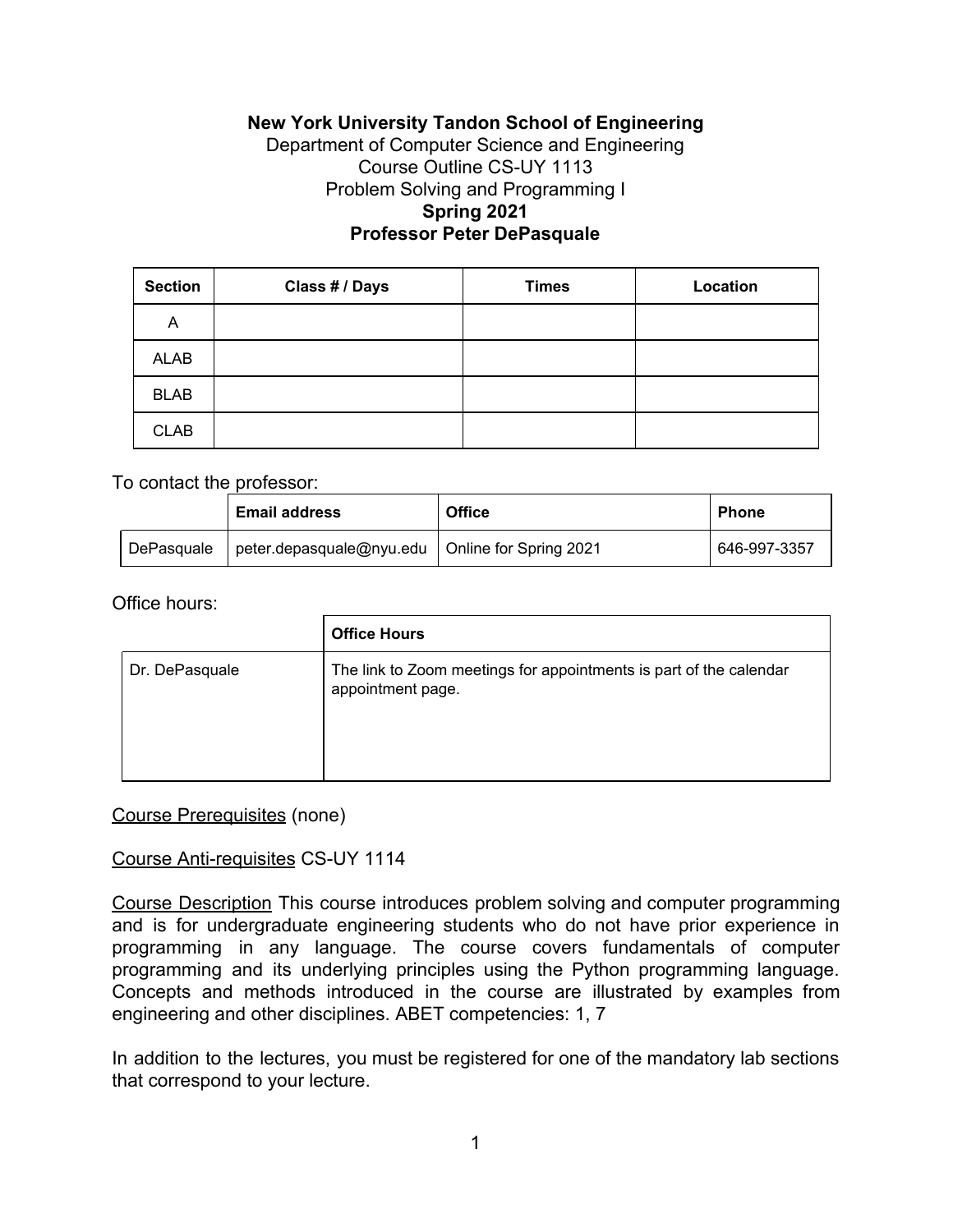**New York University Tandon School of Engineering**
Department of Computer Science and Engineering
Course Outline CS-UY 1113
Problem Solving and Programming I
**Spring 2021**
**Professor Peter DePasquale**

| Section | Class # / Days | Times | Location |
|---|---|---|---|
| A | | | |
| ALAB | | | |
| BLAB | | | |
| CLAB | | | |

To contact the professor:

| | Email address | Office | Phone |
|---|---|---|---|
| DePasquale | peter.depasquale@nyu.edu | Online for Spring 2021 | 646-997-3357 |

Office hours:

| | Office Hours |
|---|---|
| Dr. DePasquale | The link to Zoom meetings for appointments is part of the calendar appointment page. |

Course Prerequisites (none)

Course Anti-requisites CS-UY 1114

Course Description This course introduces problem solving and computer programming and is for undergraduate engineering students who do not have prior experience in programming in any language. The course covers fundamentals of computer programming and its underlying principles using the Python programming language. Concepts and methods introduced in the course are illustrated by examples from engineering and other disciplines. ABET competencies: 1, 7

In addition to the lectures, you must be registered for one of the mandatory lab sections that correspond to your lecture.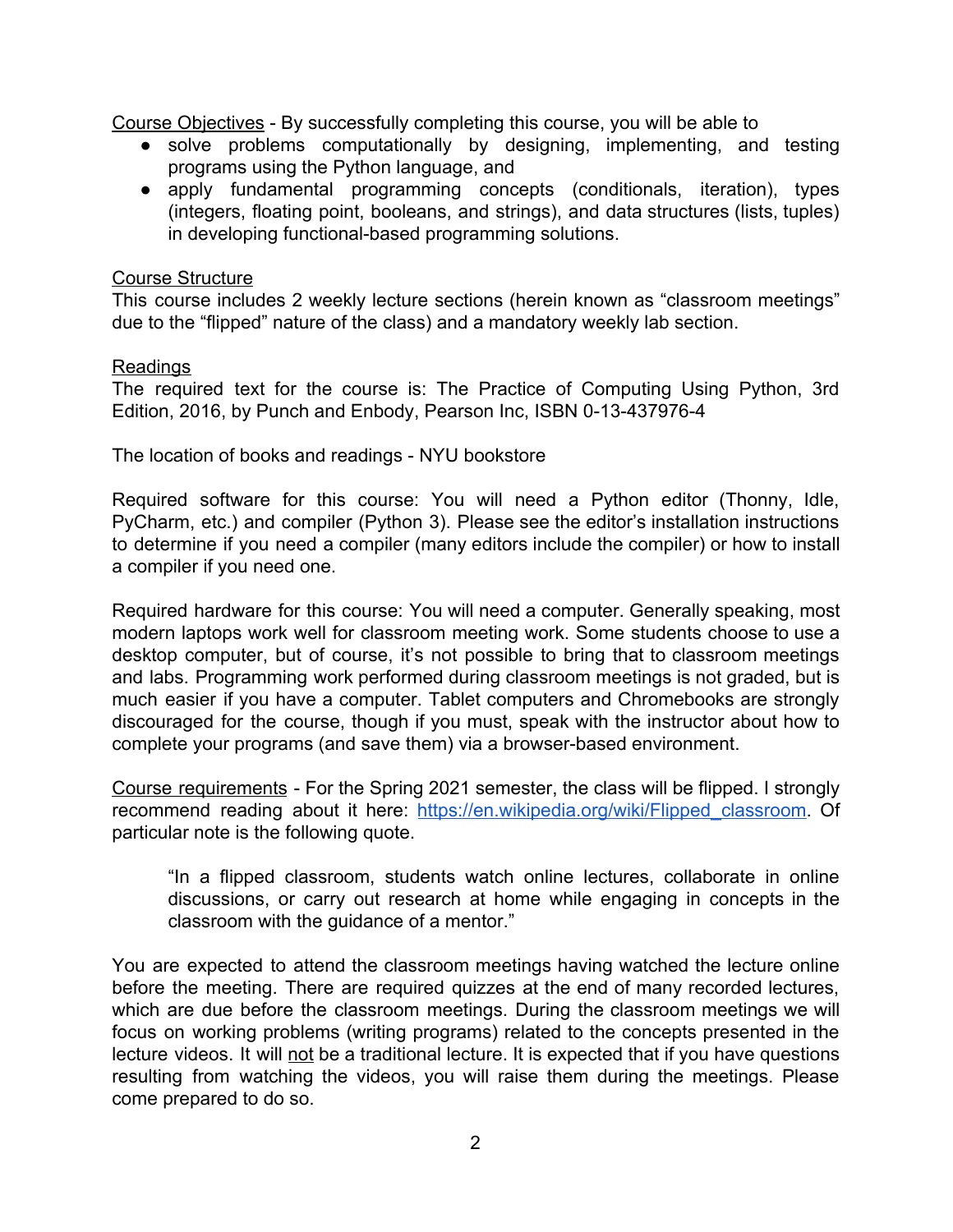Course Objectives - By successfully completing this course, you will be able to

- solve problems computationally by designing, implementing, and testing programs using the Python language, and
- apply fundamental programming concepts (conditionals, iteration), types (integers, floating point, booleans, and strings), and data structures (lists, tuples) in developing functional-based programming solutions.

Course Structure

This course includes 2 weekly lecture sections (herein known as "classroom meetings" due to the "flipped" nature of the class) and a mandatory weekly lab section.

Readings

The required text for the course is: The Practice of Computing Using Python, 3rd Edition, 2016, by Punch and Enbody, Pearson Inc, ISBN 0-13-437976-4

The location of books and readings - NYU bookstore

Required software for this course: You will need a Python editor (Thonny, Idle, PyCharm, etc.) and compiler (Python 3). Please see the editor's installation instructions to determine if you need a compiler (many editors include the compiler) or how to install a compiler if you need one.

Required hardware for this course: You will need a computer. Generally speaking, most modern laptops work well for classroom meeting work. Some students choose to use a desktop computer, but of course, it's not possible to bring that to classroom meetings and labs. Programming work performed during classroom meetings is not graded, but is much easier if you have a computer. Tablet computers and Chromebooks are strongly discouraged for the course, though if you must, speak with the instructor about how to complete your programs (and save them) via a browser-based environment.

Course requirements - For the Spring 2021 semester, the class will be flipped. I strongly recommend reading about it here: [https://en.wikipedia.org/wiki/Flipped_classroom](https://en.wikipedia.org/wiki/Flipped_classroom). Of particular note is the following quote.

> "In a flipped classroom, students watch online lectures, collaborate in online discussions, or carry out research at home while engaging in concepts in the classroom with the guidance of a mentor."

You are expected to attend the classroom meetings having watched the lecture online before the meeting. There are required quizzes at the end of many recorded lectures, which are due before the classroom meetings. During the classroom meetings we will focus on working problems (writing programs) related to the concepts presented in the lecture videos. It will not be a traditional lecture. It is expected that if you have questions resulting from watching the videos, you will raise them during the meetings. Please come prepared to do so.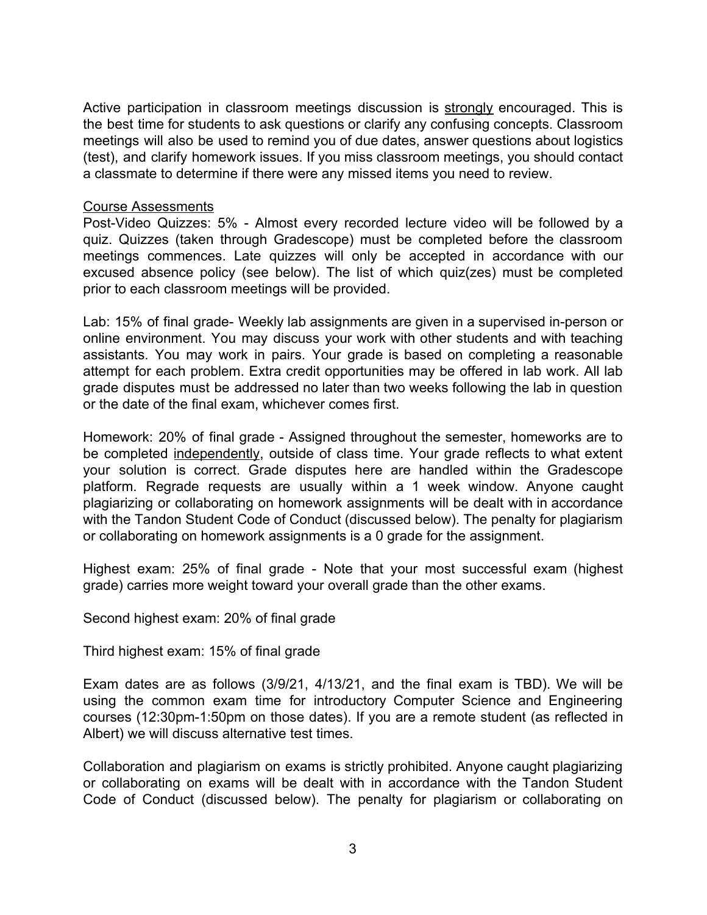Active participation in classroom meetings discussion is <u>strongly</u> encouraged. This is the best time for students to ask questions or clarify any confusing concepts. Classroom meetings will also be used to remind you of due dates, answer questions about logistics (test), and clarify homework issues. If you miss classroom meetings, you should contact a classmate to determine if there were any missed items you need to review.

<u>Course Assessments</u>

Post-Video Quizzes: 5% - Almost every recorded lecture video will be followed by a quiz. Quizzes (taken through Gradescope) must be completed before the classroom meetings commences. Late quizzes will only be accepted in accordance with our excused absence policy (see below). The list of which quiz(zes) must be completed prior to each classroom meetings will be provided.

Lab: 15% of final grade- Weekly lab assignments are given in a supervised in-person or online environment. You may discuss your work with other students and with teaching assistants. You may work in pairs. Your grade is based on completing a reasonable attempt for each problem. Extra credit opportunities may be offered in lab work. All lab grade disputes must be addressed no later than two weeks following the lab in question or the date of the final exam, whichever comes first.

Homework: 20% of final grade - Assigned throughout the semester, homeworks are to be completed <u>independently</u>, outside of class time. Your grade reflects to what extent your solution is correct. Grade disputes here are handled within the Gradescope platform. Regrade requests are usually within a 1 week window. Anyone caught plagiarizing or collaborating on homework assignments will be dealt with in accordance with the Tandon Student Code of Conduct (discussed below). The penalty for plagiarism or collaborating on homework assignments is a 0 grade for the assignment.

Highest exam: 25% of final grade - Note that your most successful exam (highest grade) carries more weight toward your overall grade than the other exams.

Second highest exam: 20% of final grade

Third highest exam: 15% of final grade

Exam dates are as follows (3/9/21, 4/13/21, and the final exam is TBD). We will be using the common exam time for introductory Computer Science and Engineering courses (12:30pm-1:50pm on those dates). If you are a remote student (as reflected in Albert) we will discuss alternative test times.

Collaboration and plagiarism on exams is strictly prohibited. Anyone caught plagiarizing or collaborating on exams will be dealt with in accordance with the Tandon Student Code of Conduct (discussed below). The penalty for plagiarism or collaborating on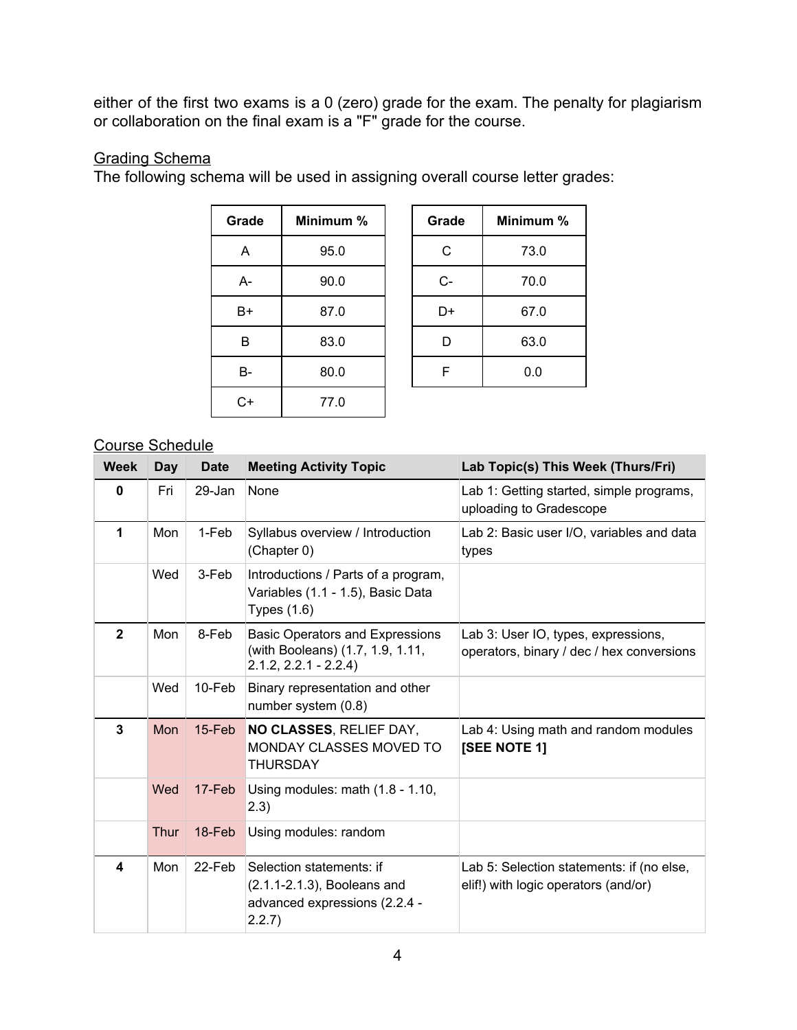either of the first two exams is a 0 (zero) grade for the exam. The penalty for plagiarism or collaboration on the final exam is a "F" grade for the course.

Grading Schema

The following schema will be used in assigning overall course letter grades:

| Grade | Minimum % |
|---|---|
| A | 95.0 |
| A- | 90.0 |
| B+ | 87.0 |
| B | 83.0 |
| B- | 80.0 |
| C+ | 77.0 |

| Grade | Minimum % |
|---|---|
| C | 73.0 |
| C- | 70.0 |
| D+ | 67.0 |
| D | 63.0 |
| F | 0.0 |

Course Schedule

| Week | Day | Date | Meeting Activity Topic | Lab Topic(s) This Week (Thurs/Fri) |
|---|---|---|---|---|
| **0** | Fri | 29-Jan | None | Lab 1: Getting started, simple programs, uploading to Gradescope |
| **1** | Mon | 1-Feb | Syllabus overview / Introduction (Chapter 0) | Lab 2: Basic user I/O, variables and data types |
| | Wed | 3-Feb | Introductions / Parts of a program, Variables (1.1 - 1.5), Basic Data Types (1.6) | |
| **2** | Mon | 8-Feb | Basic Operators and Expressions (with Booleans) (1.7, 1.9, 1.11, 2.1.2, 2.2.1 - 2.2.4) | Lab 3: User IO, types, expressions, operators, binary / dec / hex conversions |
| | Wed | 10-Feb | Binary representation and other number system (0.8) | |
| **3** | Mon | 15-Feb | **NO CLASSES**, RELIEF DAY, MONDAY CLASSES MOVED TO THURSDAY | Lab 4: Using math and random modules **[SEE NOTE 1]** |
| | Wed | 17-Feb | Using modules: math (1.8 - 1.10, 2.3) | |
| | Thur | 18-Feb | Using modules: random | |
| **4** | Mon | 22-Feb | Selection statements: if (2.1.1-2.1.3), Booleans and advanced expressions (2.2.4 - 2.2.7) | Lab 5: Selection statements: if (no else, elif!) with logic operators (and/or) |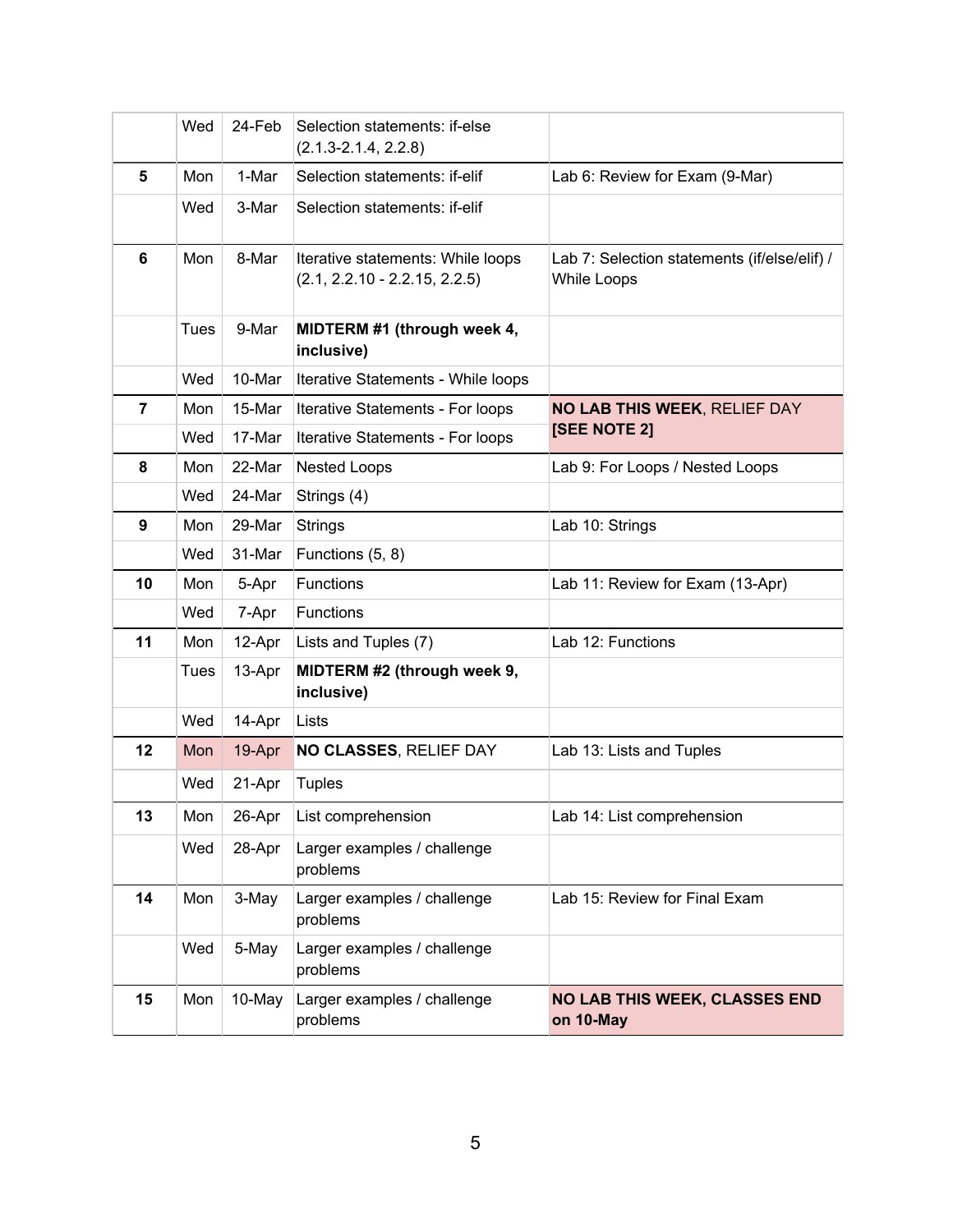| | Wed | 24-Feb | Selection statements: if-else (2.1.3-2.1.4, 2.2.8) | |
|---|---|---|---|---|
| **5** | Mon | 1-Mar | Selection statements: if-elif | Lab 6: Review for Exam (9-Mar) |
| | Wed | 3-Mar | Selection statements: if-elif | |
| **6** | Mon | 8-Mar | Iterative statements: While loops (2.1, 2.2.10 - 2.2.15, 2.2.5) | Lab 7: Selection statements (if/else/elif) / While Loops |
| | Tues | 9-Mar | **MIDTERM #1 (through week 4, inclusive)** | |
| | Wed | 10-Mar | Iterative Statements - While loops | |
| **7** | Mon | 15-Mar | Iterative Statements - For loops | **NO LAB THIS WEEK**, RELIEF DAY **[SEE NOTE 2]** |
| | Wed | 17-Mar | Iterative Statements - For loops | |
| **8** | Mon | 22-Mar | Nested Loops | Lab 9: For Loops / Nested Loops |
| | Wed | 24-Mar | Strings (4) | |
| **9** | Mon | 29-Mar | Strings | Lab 10: Strings |
| | Wed | 31-Mar | Functions (5, 8) | |
| **10** | Mon | 5-Apr | Functions | Lab 11: Review for Exam (13-Apr) |
| | Wed | 7-Apr | Functions | |
| **11** | Mon | 12-Apr | Lists and Tuples (7) | Lab 12: Functions |
| | Tues | 13-Apr | **MIDTERM #2 (through week 9, inclusive)** | |
| | Wed | 14-Apr | Lists | |
| **12** | Mon | 19-Apr | **NO CLASSES**, RELIEF DAY | Lab 13: Lists and Tuples |
| | Wed | 21-Apr | Tuples | |
| **13** | Mon | 26-Apr | List comprehension | Lab 14: List comprehension |
| | Wed | 28-Apr | Larger examples / challenge problems | |
| **14** | Mon | 3-May | Larger examples / challenge problems | Lab 15: Review for Final Exam |
| | Wed | 5-May | Larger examples / challenge problems | |
| **15** | Mon | 10-May | Larger examples / challenge problems | **NO LAB THIS WEEK, CLASSES END on 10-May** |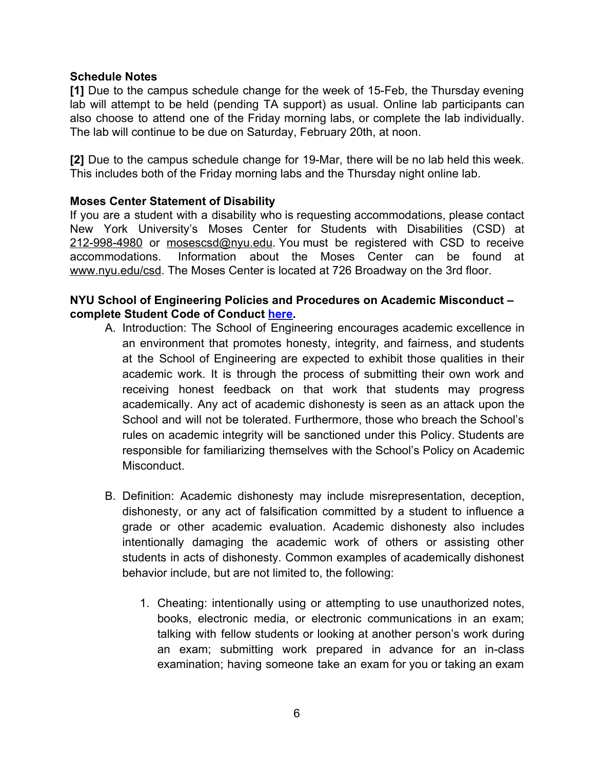**Schedule Notes**

**[1]** Due to the campus schedule change for the week of 15-Feb, the Thursday evening lab will attempt to be held (pending TA support) as usual. Online lab participants can also choose to attend one of the Friday morning labs, or complete the lab individually. The lab will continue to be due on Saturday, February 20th, at noon.

**[2]** Due to the campus schedule change for 19-Mar, there will be no lab held this week. This includes both of the Friday morning labs and the Thursday night online lab.

**Moses Center Statement of Disability**

If you are a student with a disability who is requesting accommodations, please contact New York University's Moses Center for Students with Disabilities (CSD) at 212-998-4980 or mosescsd@nyu.edu. You must be registered with CSD to receive accommodations. Information about the Moses Center can be found at www.nyu.edu/csd. The Moses Center is located at 726 Broadway on the 3rd floor.

**NYU School of Engineering Policies and Procedures on Academic Misconduct – complete Student Code of Conduct here.**

A. Introduction: The School of Engineering encourages academic excellence in an environment that promotes honesty, integrity, and fairness, and students at the School of Engineering are expected to exhibit those qualities in their academic work. It is through the process of submitting their own work and receiving honest feedback on that work that students may progress academically. Any act of academic dishonesty is seen as an attack upon the School and will not be tolerated. Furthermore, those who breach the School's rules on academic integrity will be sanctioned under this Policy. Students are responsible for familiarizing themselves with the School's Policy on Academic Misconduct.

B. Definition: Academic dishonesty may include misrepresentation, deception, dishonesty, or any act of falsification committed by a student to influence a grade or other academic evaluation. Academic dishonesty also includes intentionally damaging the academic work of others or assisting other students in acts of dishonesty. Common examples of academically dishonest behavior include, but are not limited to, the following:

   1. Cheating: intentionally using or attempting to use unauthorized notes, books, electronic media, or electronic communications in an exam; talking with fellow students or looking at another person's work during an exam; submitting work prepared in advance for an in-class examination; having someone take an exam for you or taking an exam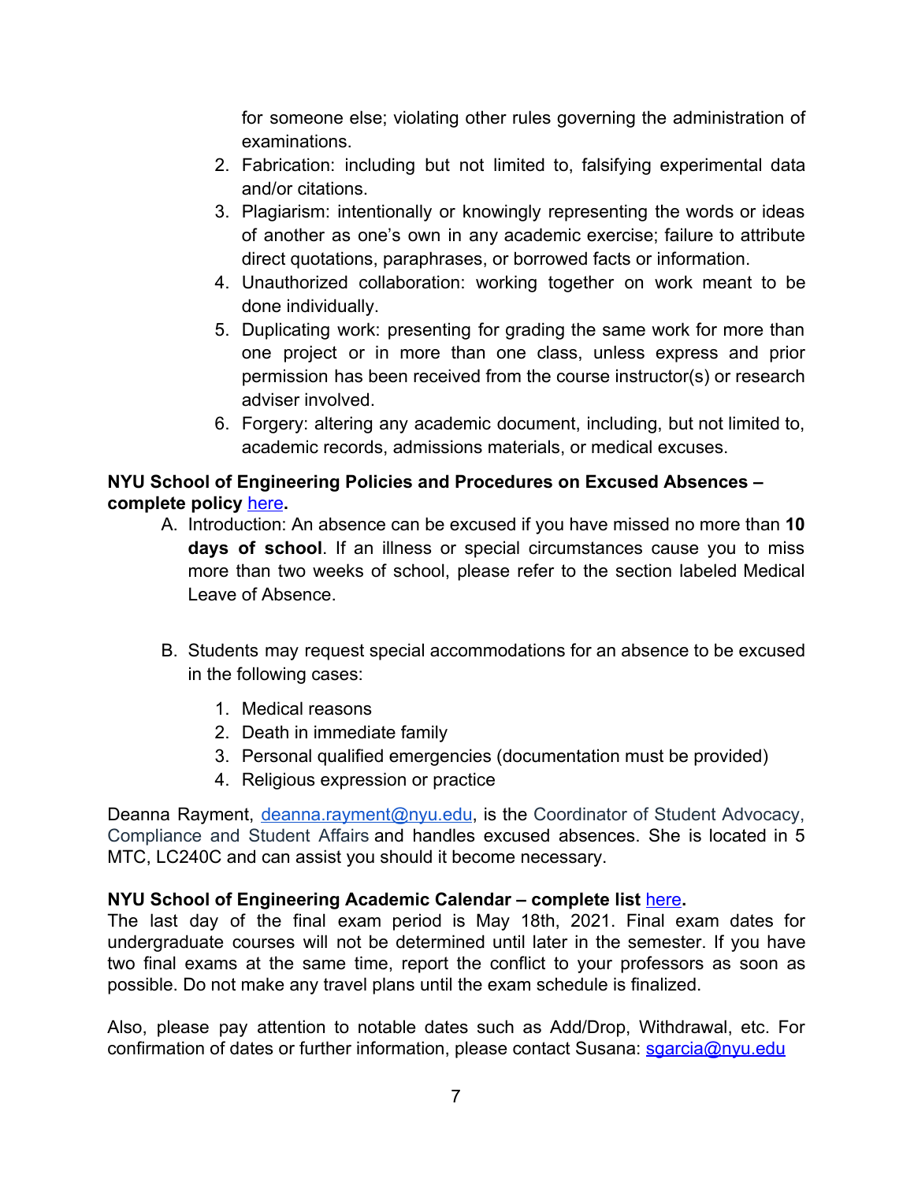for someone else; violating other rules governing the administration of examinations.

2. Fabrication: including but not limited to, falsifying experimental data and/or citations.
3. Plagiarism: intentionally or knowingly representing the words or ideas of another as one's own in any academic exercise; failure to attribute direct quotations, paraphrases, or borrowed facts or information.
4. Unauthorized collaboration: working together on work meant to be done individually.
5. Duplicating work: presenting for grading the same work for more than one project or in more than one class, unless express and prior permission has been received from the course instructor(s) or research adviser involved.
6. Forgery: altering any academic document, including, but not limited to, academic records, admissions materials, or medical excuses.

**NYU School of Engineering Policies and Procedures on Excused Absences – complete policy here.**

A. Introduction: An absence can be excused if you have missed no more than **10 days of school**. If an illness or special circumstances cause you to miss more than two weeks of school, please refer to the section labeled Medical Leave of Absence.

B. Students may request special accommodations for an absence to be excused in the following cases:

   1. Medical reasons
   2. Death in immediate family
   3. Personal qualified emergencies (documentation must be provided)
   4. Religious expression or practice

Deanna Rayment, deanna.rayment@nyu.edu, is the Coordinator of Student Advocacy, Compliance and Student Affairs and handles excused absences. She is located in 5 MTC, LC240C and can assist you should it become necessary.

**NYU School of Engineering Academic Calendar – complete list here.**

The last day of the final exam period is May 18th, 2021. Final exam dates for undergraduate courses will not be determined until later in the semester. If you have two final exams at the same time, report the conflict to your professors as soon as possible. Do not make any travel plans until the exam schedule is finalized.

Also, please pay attention to notable dates such as Add/Drop, Withdrawal, etc. For confirmation of dates or further information, please contact Susana: sgarcia@nyu.edu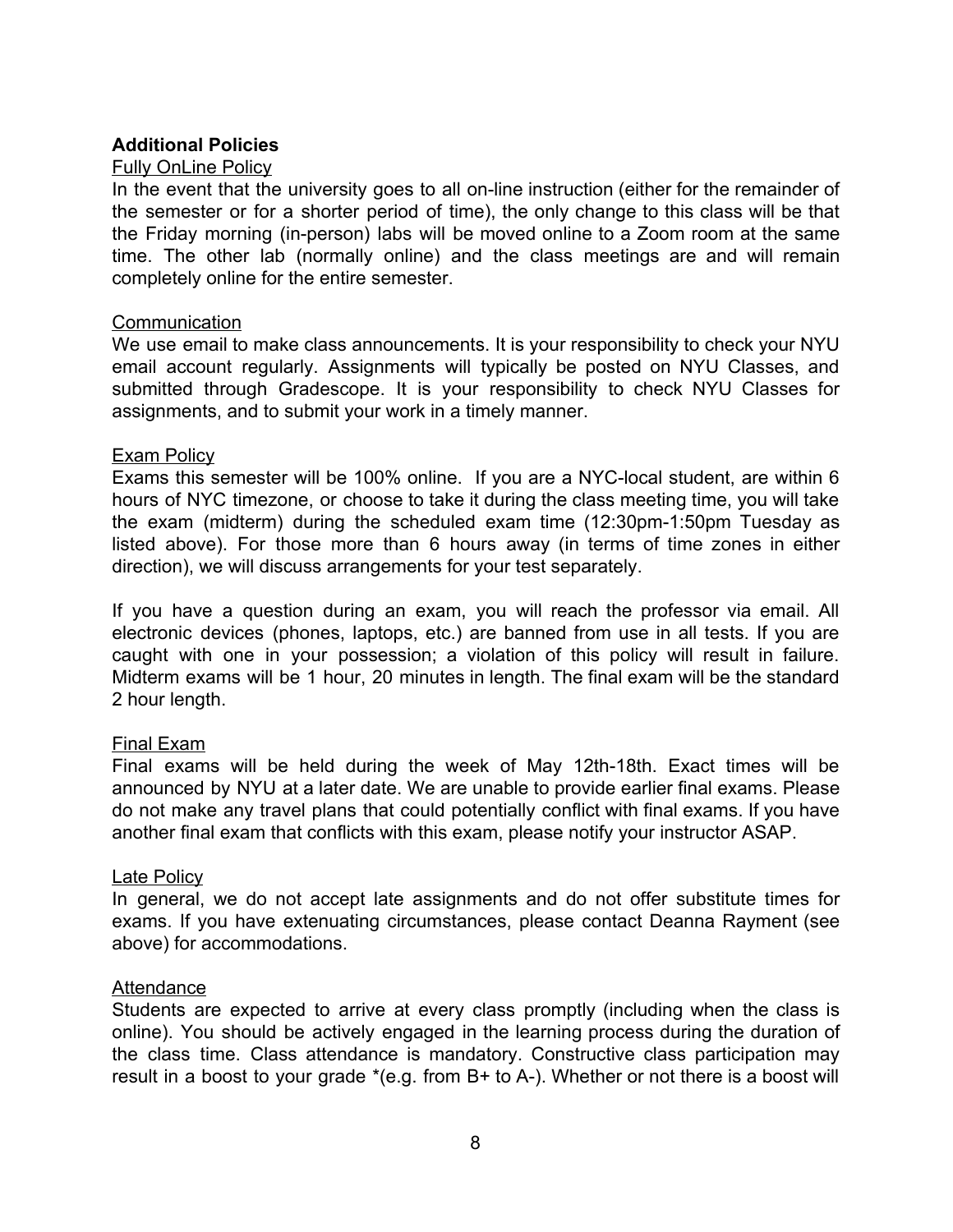## Additional Policies

Fully OnLine Policy

In the event that the university goes to all on-line instruction (either for the remainder of the semester or for a shorter period of time), the only change to this class will be that the Friday morning (in-person) labs will be moved online to a Zoom room at the same time. The other lab (normally online) and the class meetings are and will remain completely online for the entire semester.

Communication

We use email to make class announcements. It is your responsibility to check your NYU email account regularly. Assignments will typically be posted on NYU Classes, and submitted through Gradescope. It is your responsibility to check NYU Classes for assignments, and to submit your work in a timely manner.

Exam Policy

Exams this semester will be 100% online. If you are a NYC-local student, are within 6 hours of NYC timezone, or choose to take it during the class meeting time, you will take the exam (midterm) during the scheduled exam time (12:30pm-1:50pm Tuesday as listed above). For those more than 6 hours away (in terms of time zones in either direction), we will discuss arrangements for your test separately.

If you have a question during an exam, you will reach the professor via email. All electronic devices (phones, laptops, etc.) are banned from use in all tests. If you are caught with one in your possession; a violation of this policy will result in failure. Midterm exams will be 1 hour, 20 minutes in length. The final exam will be the standard 2 hour length.

Final Exam

Final exams will be held during the week of May 12th-18th. Exact times will be announced by NYU at a later date. We are unable to provide earlier final exams. Please do not make any travel plans that could potentially conflict with final exams. If you have another final exam that conflicts with this exam, please notify your instructor ASAP.

Late Policy

In general, we do not accept late assignments and do not offer substitute times for exams. If you have extenuating circumstances, please contact Deanna Rayment (see above) for accommodations.

Attendance

Students are expected to arrive at every class promptly (including when the class is online). You should be actively engaged in the learning process during the duration of the class time. Class attendance is mandatory. Constructive class participation may result in a boost to your grade *(e.g. from B+ to A-). Whether or not there is a boost will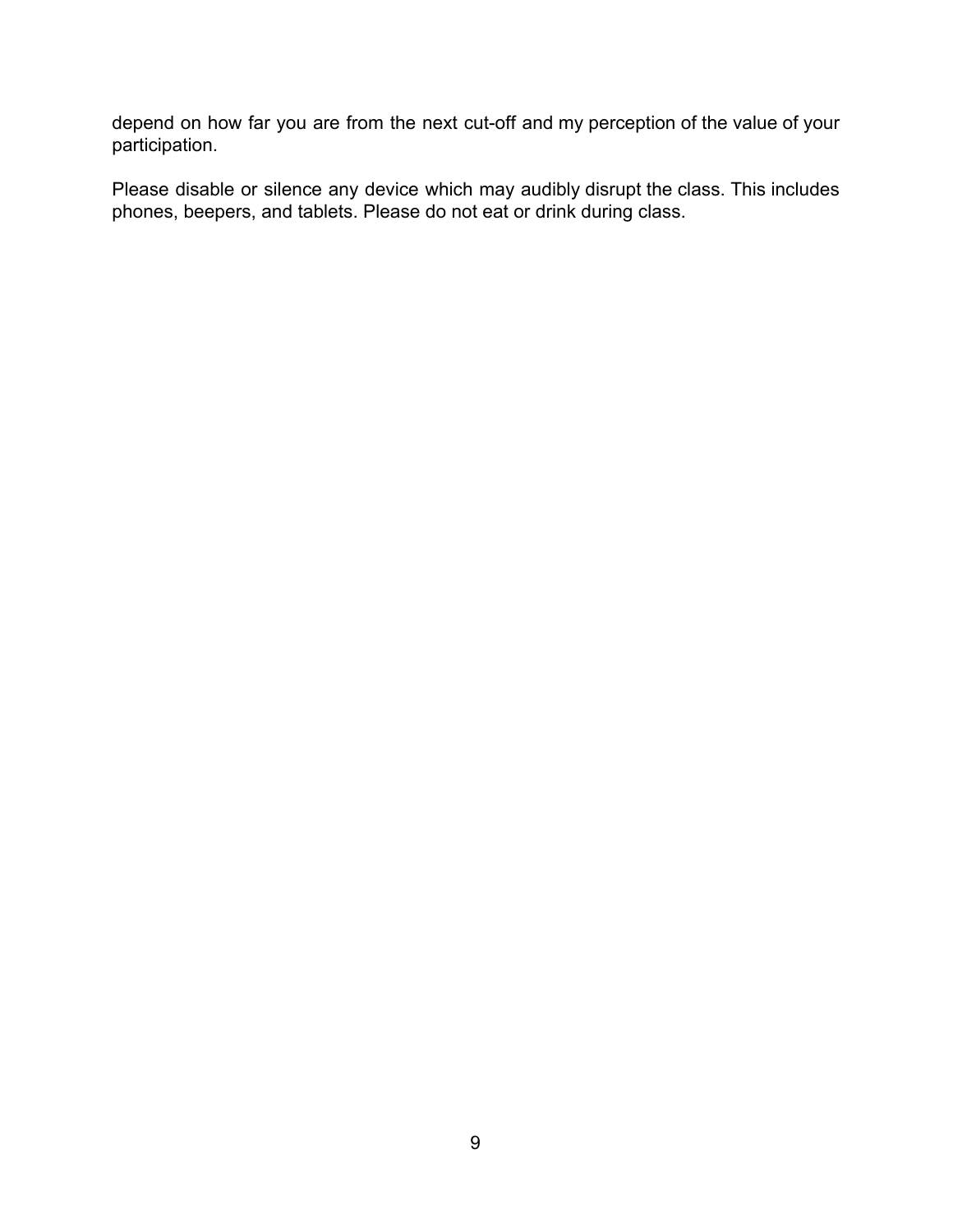depend on how far you are from the next cut-off and my perception of the value of your participation.

Please disable or silence any device which may audibly disrupt the class. This includes phones, beepers, and tablets. Please do not eat or drink during class.